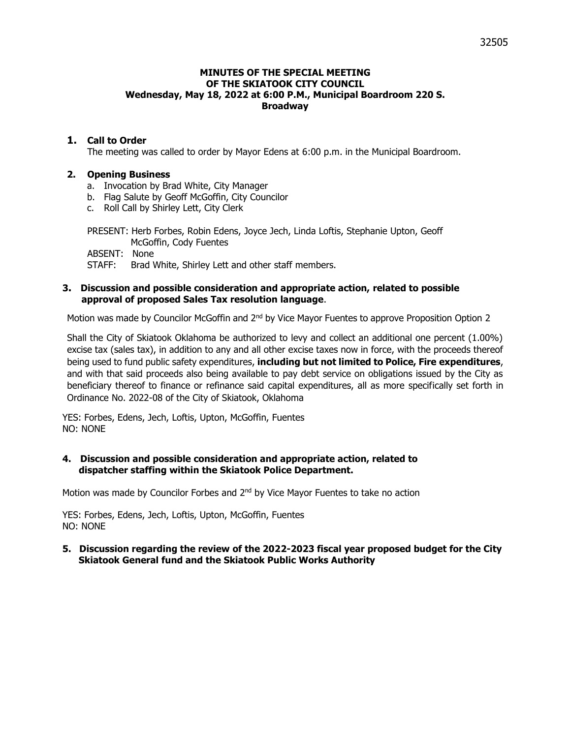# MINUTES OF THE SPECIAL MEETING OF THE SKIATOOK CITY COUNCIL
## Wednesday, May 18, 2022 at 6:00 P.M., Municipal Boardroom 220 S. Broadway

### 1. Call to Order

The meeting was called to order by Mayor Edens at 6:00 p.m. in the Municipal Boardroom.

### 2. Opening Business

a. Invocation by Brad White, City Manager
b. Flag Salute by Geoff McGoffin, City Councilor
c. Roll Call by Shirley Lett, City Clerk

PRESENT: Herb Forbes, Robin Edens, Joyce Jech, Linda Loftis, Stephanie Upton, Geoff McGoffin, Cody Fuentes
ABSENT: None
STAFF: Brad White, Shirley Lett and other staff members.

### 3. Discussion and possible consideration and appropriate action, related to possible approval of proposed Sales Tax resolution language.

Motion was made by Councilor McGoffin and 2nd by Vice Mayor Fuentes to approve Proposition Option 2

Shall the City of Skiatook Oklahoma be authorized to levy and collect an additional one percent (1.00%) excise tax (sales tax), in addition to any and all other excise taxes now in force, with the proceeds thereof being used to fund public safety expenditures, **including but not limited to Police, Fire expenditures**, and with that said proceeds also being available to pay debt service on obligations issued by the City as beneficiary thereof to finance or refinance said capital expenditures, all as more specifically set forth in Ordinance No. 2022-08 of the City of Skiatook, Oklahoma

YES: Forbes, Edens, Jech, Loftis, Upton, McGoffin, Fuentes
NO: NONE

### 4. Discussion and possible consideration and appropriate action, related to dispatcher staffing within the Skiatook Police Department.

Motion was made by Councilor Forbes and 2nd by Vice Mayor Fuentes to take no action

YES: Forbes, Edens, Jech, Loftis, Upton, McGoffin, Fuentes
NO: NONE

### 5. Discussion regarding the review of the 2022-2023 fiscal year proposed budget for the City Skiatook General fund and the Skiatook Public Works Authority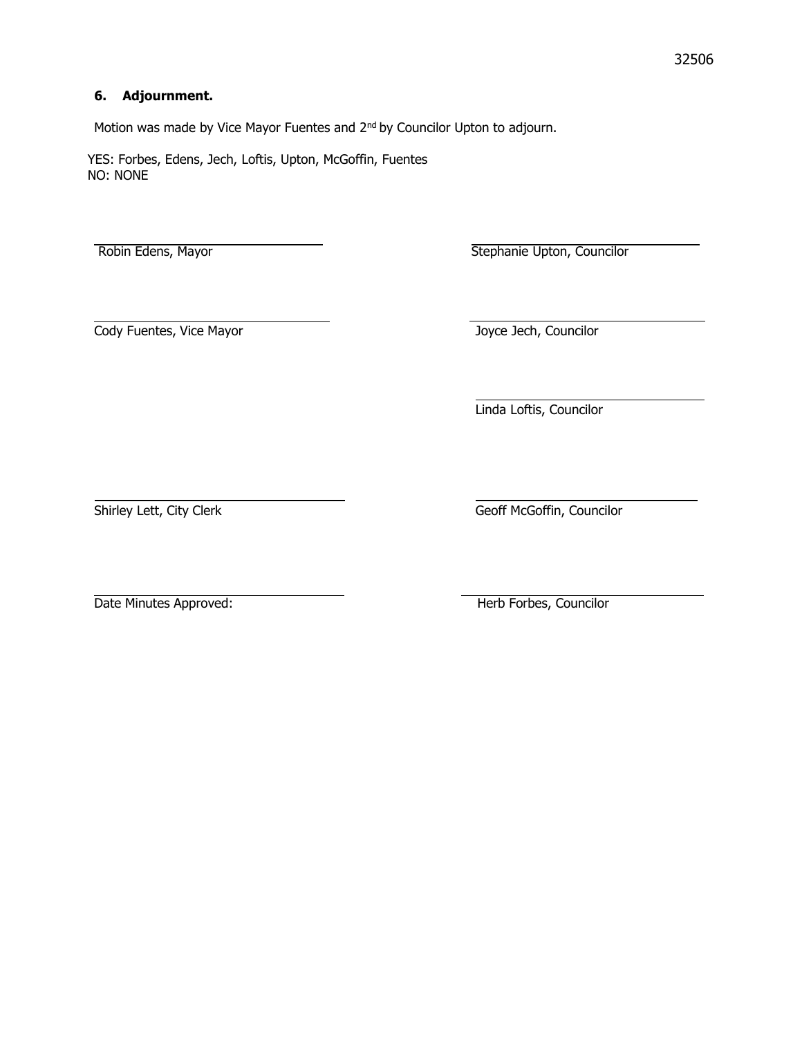## 6. Adjournment.

Motion was made by Vice Mayor Fuentes and 2nd by Councilor Upton to adjourn.

YES: Forbes, Edens, Jech, Loftis, Upton, McGoffin, Fuentes
NO: NONE

Robin Edens, Mayor

Stephanie Upton, Councilor

Cody Fuentes, Vice Mayor

Joyce Jech, Councilor

Linda Loftis, Councilor

Shirley Lett, City Clerk

Geoff McGoffin, Councilor

Date Minutes Approved:

Herb Forbes, Councilor